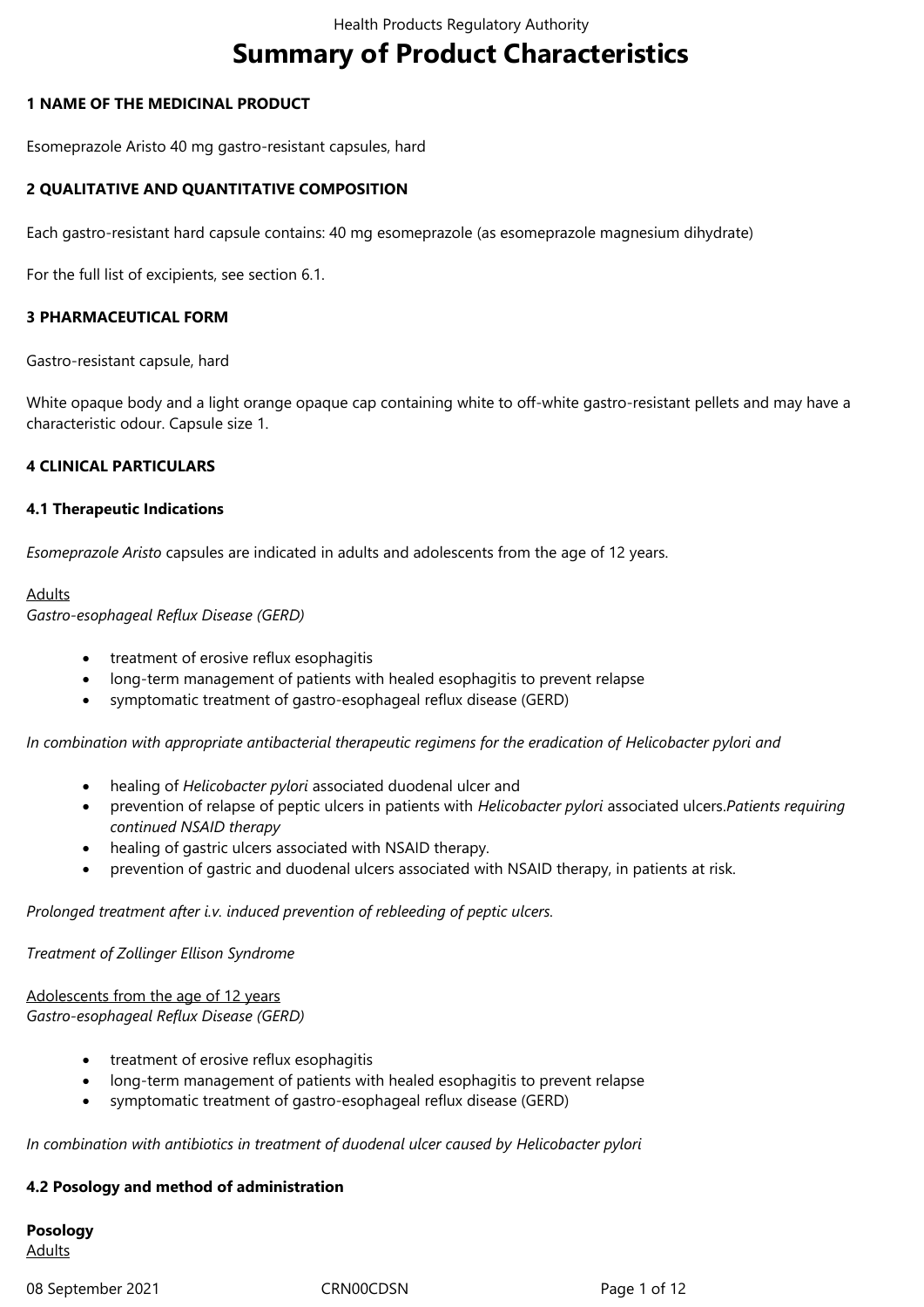# Summary of Product Characteristics

## 1 NAME OF THE MEDICINAL PRODUCT

Esomeprazole Aristo 40 mg gastro-resistant capsules, hard

## 2 QUALITATIVE AND QUANTITATIVE COMPOSITION

Each gastro-resistant hard capsule contains: 40 mg esomeprazole (as esomeprazole magnesium dihydrate)

For the full list of excipients, see section 6.1.

## 3 PHARMACEUTICAL FORM

Gastro-resistant capsule, hard

White opaque body and a light orange opaque cap containing white to off-white gastro-resistant pellets and may have a characteristic odour. Capsule size 1.

## 4 CLINICAL PARTICULARS

### 4.1 Therapeutic Indications

*Esomeprazole Aristo* capsules are indicated in adults and adolescents from the age of 12 years.

<u>Adults</u>
*Gastro-esophageal Reflux Disease (GERD)*

- treatment of erosive reflux esophagitis
- long-term management of patients with healed esophagitis to prevent relapse
- symptomatic treatment of gastro-esophageal reflux disease (GERD)

*In combination with appropriate antibacterial therapeutic regimens for the eradication of Helicobacter pylori and*

- healing of *Helicobacter pylori* associated duodenal ulcer and
- prevention of relapse of peptic ulcers in patients with *Helicobacter pylori* associated ulcers.*Patients requiring continued NSAID therapy*
- healing of gastric ulcers associated with NSAID therapy.
- prevention of gastric and duodenal ulcers associated with NSAID therapy, in patients at risk.

*Prolonged treatment after i.v. induced prevention of rebleeding of peptic ulcers.*

*Treatment of Zollinger Ellison Syndrome*

<u>Adolescents from the age of 12 years</u>
*Gastro-esophageal Reflux Disease (GERD)*

- treatment of erosive reflux esophagitis
- long-term management of patients with healed esophagitis to prevent relapse
- symptomatic treatment of gastro-esophageal reflux disease (GERD)

*In combination with antibiotics in treatment of duodenal ulcer caused by Helicobacter pylori*

### 4.2 Posology and method of administration

**Posology**
<u>Adults</u>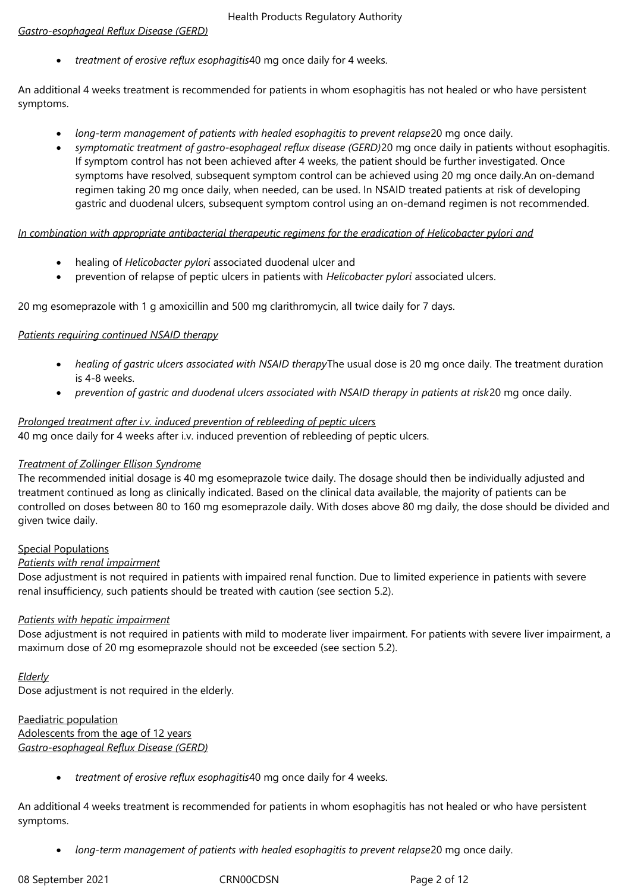*Gastro-esophageal Reflux Disease (GERD)*

- *treatment of erosive reflux esophagitis* 40 mg once daily for 4 weeks.

An additional 4 weeks treatment is recommended for patients in whom esophagitis has not healed or who have persistent symptoms.

- *long-term management of patients with healed esophagitis to prevent relapse* 20 mg once daily.
- *symptomatic treatment of gastro-esophageal reflux disease (GERD)* 20 mg once daily in patients without esophagitis. If symptom control has not been achieved after 4 weeks, the patient should be further investigated. Once symptoms have resolved, subsequent symptom control can be achieved using 20 mg once daily.An on-demand regimen taking 20 mg once daily, when needed, can be used. In NSAID treated patients at risk of developing gastric and duodenal ulcers, subsequent symptom control using an on-demand regimen is not recommended.

*In combination with appropriate antibacterial therapeutic regimens for the eradication of Helicobacter pylori and*

- healing of *Helicobacter pylori* associated duodenal ulcer and
- prevention of relapse of peptic ulcers in patients with *Helicobacter pylori* associated ulcers.

20 mg esomeprazole with 1 g amoxicillin and 500 mg clarithromycin, all twice daily for 7 days.

*Patients requiring continued NSAID therapy*

- *healing of gastric ulcers associated with NSAID therapy* The usual dose is 20 mg once daily. The treatment duration is 4-8 weeks.
- *prevention of gastric and duodenal ulcers associated with NSAID therapy in patients at risk* 20 mg once daily.

*Prolonged treatment after i.v. induced prevention of rebleeding of peptic ulcers*
40 mg once daily for 4 weeks after i.v. induced prevention of rebleeding of peptic ulcers.

*Treatment of Zollinger Ellison Syndrome*
The recommended initial dosage is 40 mg esomeprazole twice daily. The dosage should then be individually adjusted and treatment continued as long as clinically indicated. Based on the clinical data available, the majority of patients can be controlled on doses between 80 to 160 mg esomeprazole daily. With doses above 80 mg daily, the dose should be divided and given twice daily.

Special Populations

*Patients with renal impairment*
Dose adjustment is not required in patients with impaired renal function. Due to limited experience in patients with severe renal insufficiency, such patients should be treated with caution (see section 5.2).

*Patients with hepatic impairment*
Dose adjustment is not required in patients with mild to moderate liver impairment. For patients with severe liver impairment, a maximum dose of 20 mg esomeprazole should not be exceeded (see section 5.2).

*Elderly*
Dose adjustment is not required in the elderly.

Paediatric population
Adolescents from the age of 12 years
*Gastro-esophageal Reflux Disease (GERD)*

- *treatment of erosive reflux esophagitis* 40 mg once daily for 4 weeks.

An additional 4 weeks treatment is recommended for patients in whom esophagitis has not healed or who have persistent symptoms.

- *long-term management of patients with healed esophagitis to prevent relapse* 20 mg once daily.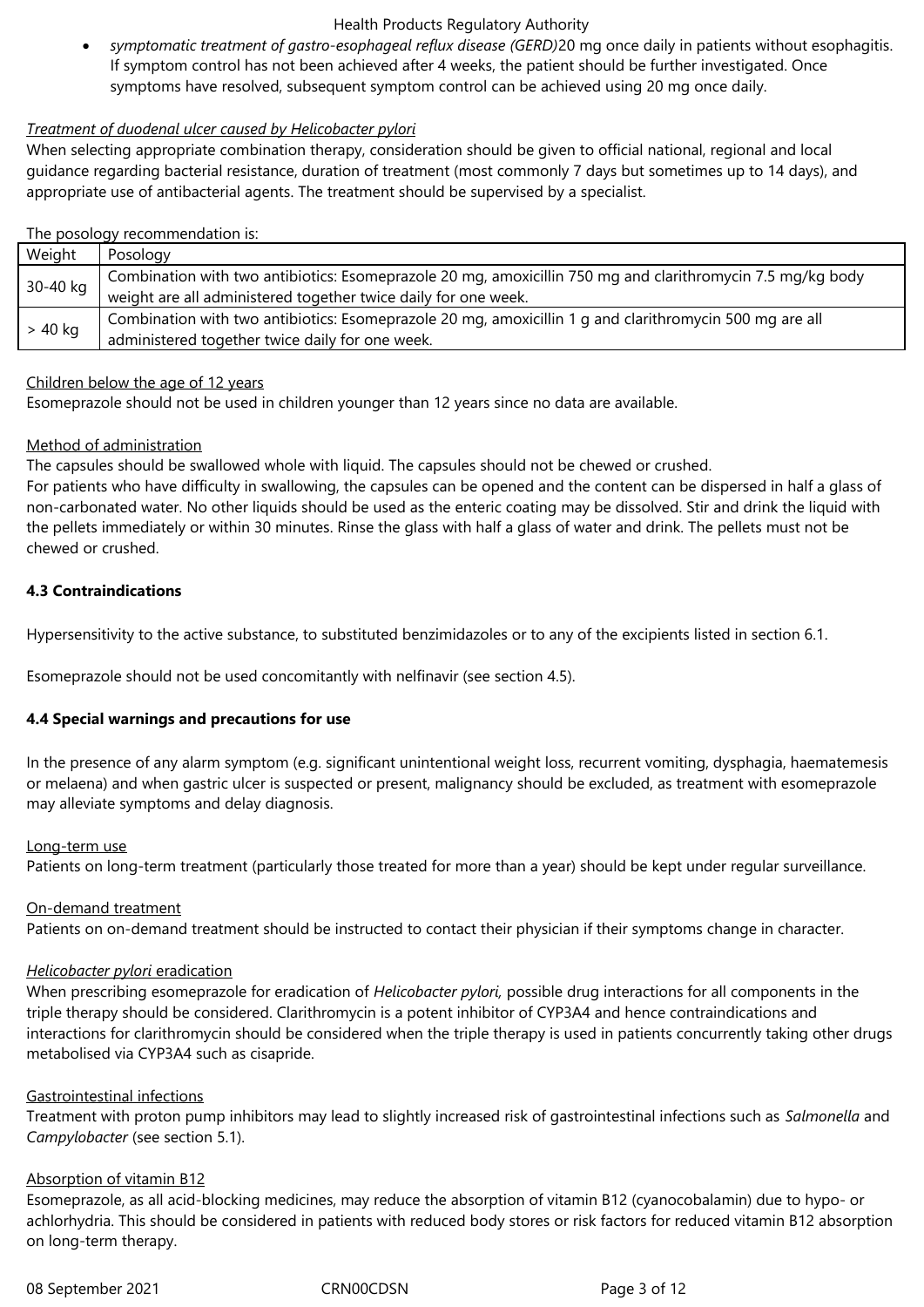- *symptomatic treatment of gastro-esophageal reflux disease (GERD)* 20 mg once daily in patients without esophagitis. If symptom control has not been achieved after 4 weeks, the patient should be further investigated. Once symptoms have resolved, subsequent symptom control can be achieved using 20 mg once daily.

*Treatment of duodenal ulcer caused by Helicobacter pylori*

When selecting appropriate combination therapy, consideration should be given to official national, regional and local guidance regarding bacterial resistance, duration of treatment (most commonly 7 days but sometimes up to 14 days), and appropriate use of antibacterial agents. The treatment should be supervised by a specialist.

The posology recommendation is:

| Weight | Posology |
|---|---|
| 30-40 kg | Combination with two antibiotics: Esomeprazole 20 mg, amoxicillin 750 mg and clarithromycin 7.5 mg/kg body weight are all administered together twice daily for one week. |
| > 40 kg | Combination with two antibiotics: Esomeprazole 20 mg, amoxicillin 1 g and clarithromycin 500 mg are all administered together twice daily for one week. |

Children below the age of 12 years

Esomeprazole should not be used in children younger than 12 years since no data are available.

Method of administration

The capsules should be swallowed whole with liquid. The capsules should not be chewed or crushed.
For patients who have difficulty in swallowing, the capsules can be opened and the content can be dispersed in half a glass of non-carbonated water. No other liquids should be used as the enteric coating may be dissolved. Stir and drink the liquid with the pellets immediately or within 30 minutes. Rinse the glass with half a glass of water and drink. The pellets must not be chewed or crushed.

**4.3 Contraindications**

Hypersensitivity to the active substance, to substituted benzimidazoles or to any of the excipients listed in section 6.1.

Esomeprazole should not be used concomitantly with nelfinavir (see section 4.5).

**4.4 Special warnings and precautions for use**

In the presence of any alarm symptom (e.g. significant unintentional weight loss, recurrent vomiting, dysphagia, haematemesis or melaena) and when gastric ulcer is suspected or present, malignancy should be excluded, as treatment with esomeprazole may alleviate symptoms and delay diagnosis.

Long-term use

Patients on long-term treatment (particularly those treated for more than a year) should be kept under regular surveillance.

On-demand treatment

Patients on on-demand treatment should be instructed to contact their physician if their symptoms change in character.

*Helicobacter pylori* eradication

When prescribing esomeprazole for eradication of *Helicobacter pylori,* possible drug interactions for all components in the triple therapy should be considered. Clarithromycin is a potent inhibitor of CYP3A4 and hence contraindications and interactions for clarithromycin should be considered when the triple therapy is used in patients concurrently taking other drugs metabolised via CYP3A4 such as cisapride.

Gastrointestinal infections

Treatment with proton pump inhibitors may lead to slightly increased risk of gastrointestinal infections such as *Salmonella* and *Campylobacter* (see section 5.1).

Absorption of vitamin B12

Esomeprazole, as all acid-blocking medicines, may reduce the absorption of vitamin B12 (cyanocobalamin) due to hypo- or achlorhydria. This should be considered in patients with reduced body stores or risk factors for reduced vitamin B12 absorption on long-term therapy.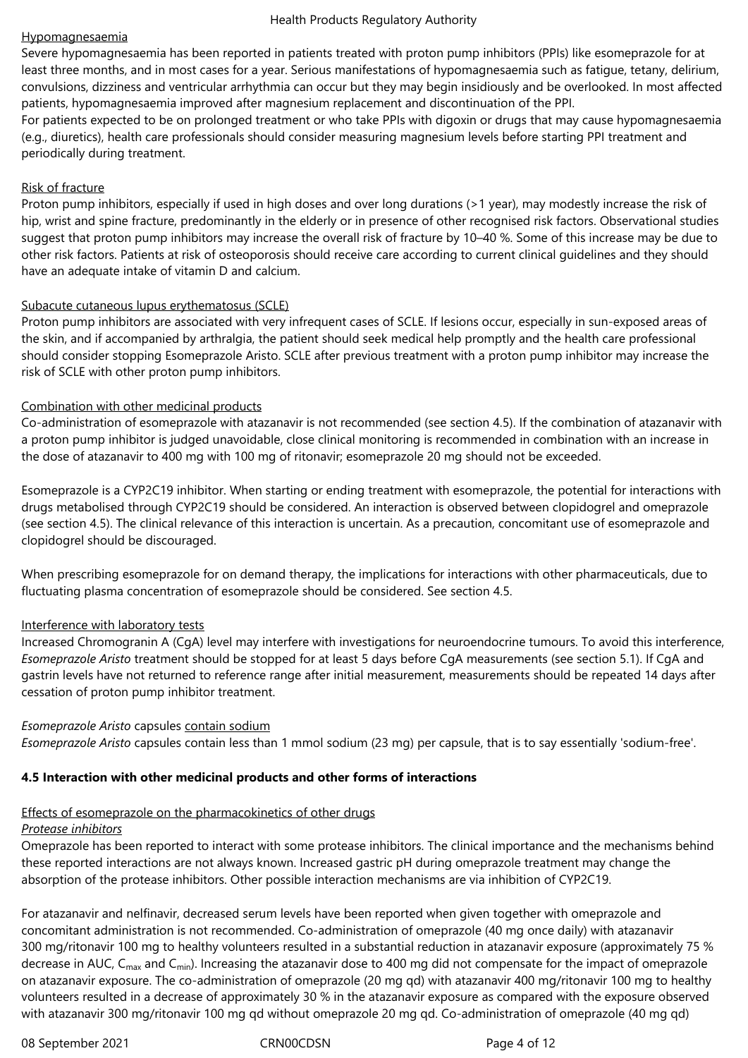Hypomagnesaemia

Severe hypomagnesaemia has been reported in patients treated with proton pump inhibitors (PPIs) like esomeprazole for at least three months, and in most cases for a year. Serious manifestations of hypomagnesaemia such as fatigue, tetany, delirium, convulsions, dizziness and ventricular arrhythmia can occur but they may begin insidiously and be overlooked. In most affected patients, hypomagnesaemia improved after magnesium replacement and discontinuation of the PPI.
For patients expected to be on prolonged treatment or who take PPIs with digoxin or drugs that may cause hypomagnesaemia (e.g., diuretics), health care professionals should consider measuring magnesium levels before starting PPI treatment and periodically during treatment.

Risk of fracture

Proton pump inhibitors, especially if used in high doses and over long durations (>1 year), may modestly increase the risk of hip, wrist and spine fracture, predominantly in the elderly or in presence of other recognised risk factors. Observational studies suggest that proton pump inhibitors may increase the overall risk of fracture by 10–40 %. Some of this increase may be due to other risk factors. Patients at risk of osteoporosis should receive care according to current clinical guidelines and they should have an adequate intake of vitamin D and calcium.

Subacute cutaneous lupus erythematosus (SCLE)

Proton pump inhibitors are associated with very infrequent cases of SCLE. If lesions occur, especially in sun-exposed areas of the skin, and if accompanied by arthralgia, the patient should seek medical help promptly and the health care professional should consider stopping Esomeprazole Aristo. SCLE after previous treatment with a proton pump inhibitor may increase the risk of SCLE with other proton pump inhibitors.

Combination with other medicinal products

Co-administration of esomeprazole with atazanavir is not recommended (see section 4.5). If the combination of atazanavir with a proton pump inhibitor is judged unavoidable, close clinical monitoring is recommended in combination with an increase in the dose of atazanavir to 400 mg with 100 mg of ritonavir; esomeprazole 20 mg should not be exceeded.

Esomeprazole is a CYP2C19 inhibitor. When starting or ending treatment with esomeprazole, the potential for interactions with drugs metabolised through CYP2C19 should be considered. An interaction is observed between clopidogrel and omeprazole (see section 4.5). The clinical relevance of this interaction is uncertain. As a precaution, concomitant use of esomeprazole and clopidogrel should be discouraged.

When prescribing esomeprazole for on demand therapy, the implications for interactions with other pharmaceuticals, due to fluctuating plasma concentration of esomeprazole should be considered. See section 4.5.

Interference with laboratory tests

Increased Chromogranin A (CgA) level may interfere with investigations for neuroendocrine tumours. To avoid this interference, *Esomeprazole Aristo* treatment should be stopped for at least 5 days before CgA measurements (see section 5.1). If CgA and gastrin levels have not returned to reference range after initial measurement, measurements should be repeated 14 days after cessation of proton pump inhibitor treatment.

*Esomeprazole Aristo* capsules contain sodium

*Esomeprazole Aristo* capsules contain less than 1 mmol sodium (23 mg) per capsule, that is to say essentially 'sodium-free'.

## 4.5 Interaction with other medicinal products and other forms of interactions

Effects of esomeprazole on the pharmacokinetics of other drugs

*Protease inhibitors*

Omeprazole has been reported to interact with some protease inhibitors. The clinical importance and the mechanisms behind these reported interactions are not always known. Increased gastric pH during omeprazole treatment may change the absorption of the protease inhibitors. Other possible interaction mechanisms are via inhibition of CYP2C19.

For atazanavir and nelfinavir, decreased serum levels have been reported when given together with omeprazole and concomitant administration is not recommended. Co-administration of omeprazole (40 mg once daily) with atazanavir 300 mg/ritonavir 100 mg to healthy volunteers resulted in a substantial reduction in atazanavir exposure (approximately 75 % decrease in AUC, $C_{max}$ and $C_{min}$). Increasing the atazanavir dose to 400 mg did not compensate for the impact of omeprazole on atazanavir exposure. The co-administration of omeprazole (20 mg qd) with atazanavir 400 mg/ritonavir 100 mg to healthy volunteers resulted in a decrease of approximately 30 % in the atazanavir exposure as compared with the exposure observed with atazanavir 300 mg/ritonavir 100 mg qd without omeprazole 20 mg qd. Co-administration of omeprazole (40 mg qd)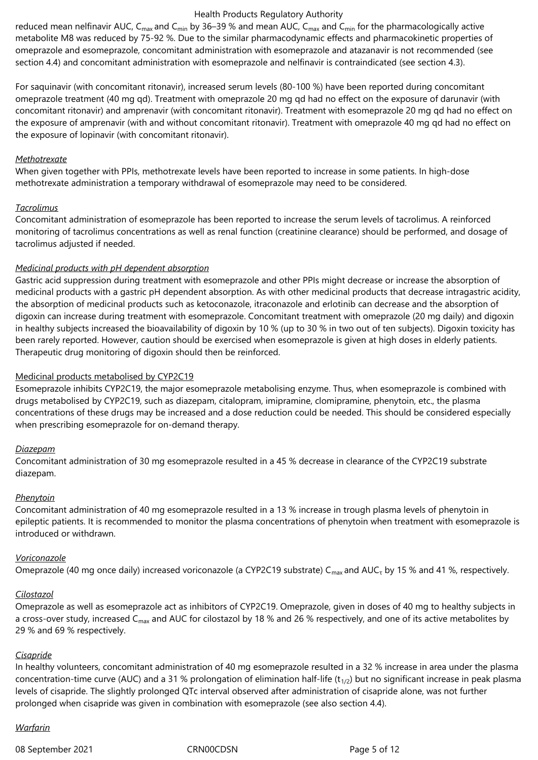reduced mean nelfinavir AUC, $C_{max}$ and $C_{min}$ by 36–39 % and mean AUC, $C_{max}$ and $C_{min}$ for the pharmacologically active metabolite M8 was reduced by 75-92 %. Due to the similar pharmacodynamic effects and pharmacokinetic properties of omeprazole and esomeprazole, concomitant administration with esomeprazole and atazanavir is not recommended (see section 4.4) and concomitant administration with esomeprazole and nelfinavir is contraindicated (see section 4.3).

For saquinavir (with concomitant ritonavir), increased serum levels (80-100 %) have been reported during concomitant omeprazole treatment (40 mg qd). Treatment with omeprazole 20 mg qd had no effect on the exposure of darunavir (with concomitant ritonavir) and amprenavir (with concomitant ritonavir). Treatment with esomeprazole 20 mg qd had no effect on the exposure of amprenavir (with and without concomitant ritonavir). Treatment with omeprazole 40 mg qd had no effect on the exposure of lopinavir (with concomitant ritonavir).

*Methotrexate*

When given together with PPIs, methotrexate levels have been reported to increase in some patients. In high-dose methotrexate administration a temporary withdrawal of esomeprazole may need to be considered.

*Tacrolimus*

Concomitant administration of esomeprazole has been reported to increase the serum levels of tacrolimus. A reinforced monitoring of tacrolimus concentrations as well as renal function (creatinine clearance) should be performed, and dosage of tacrolimus adjusted if needed.

*Medicinal products with pH dependent absorption*

Gastric acid suppression during treatment with esomeprazole and other PPIs might decrease or increase the absorption of medicinal products with a gastric pH dependent absorption. As with other medicinal products that decrease intragastric acidity, the absorption of medicinal products such as ketoconazole, itraconazole and erlotinib can decrease and the absorption of digoxin can increase during treatment with esomeprazole. Concomitant treatment with omeprazole (20 mg daily) and digoxin in healthy subjects increased the bioavailability of digoxin by 10 % (up to 30 % in two out of ten subjects). Digoxin toxicity has been rarely reported. However, caution should be exercised when esomeprazole is given at high doses in elderly patients. Therapeutic drug monitoring of digoxin should then be reinforced.

Medicinal products metabolised by CYP2C19

Esomeprazole inhibits CYP2C19, the major esomeprazole metabolising enzyme. Thus, when esomeprazole is combined with drugs metabolised by CYP2C19, such as diazepam, citalopram, imipramine, clomipramine, phenytoin, etc., the plasma concentrations of these drugs may be increased and a dose reduction could be needed. This should be considered especially when prescribing esomeprazole for on-demand therapy.

*Diazepam*

Concomitant administration of 30 mg esomeprazole resulted in a 45 % decrease in clearance of the CYP2C19 substrate diazepam.

*Phenytoin*

Concomitant administration of 40 mg esomeprazole resulted in a 13 % increase in trough plasma levels of phenytoin in epileptic patients. It is recommended to monitor the plasma concentrations of phenytoin when treatment with esomeprazole is introduced or withdrawn.

*Voriconazole*

Omeprazole (40 mg once daily) increased voriconazole (a CYP2C19 substrate) $C_{max}$ and $AUC_{\tau}$ by 15 % and 41 %, respectively.

*Cilostazol*

Omeprazole as well as esomeprazole act as inhibitors of CYP2C19. Omeprazole, given in doses of 40 mg to healthy subjects in a cross-over study, increased $C_{max}$ and AUC for cilostazol by 18 % and 26 % respectively, and one of its active metabolites by 29 % and 69 % respectively.

*Cisapride*

In healthy volunteers, concomitant administration of 40 mg esomeprazole resulted in a 32 % increase in area under the plasma concentration-time curve (AUC) and a 31 % prolongation of elimination half-life ($t_{1/2}$) but no significant increase in peak plasma levels of cisapride. The slightly prolonged QTc interval observed after administration of cisapride alone, was not further prolonged when cisapride was given in combination with esomeprazole (see also section 4.4).

*Warfarin*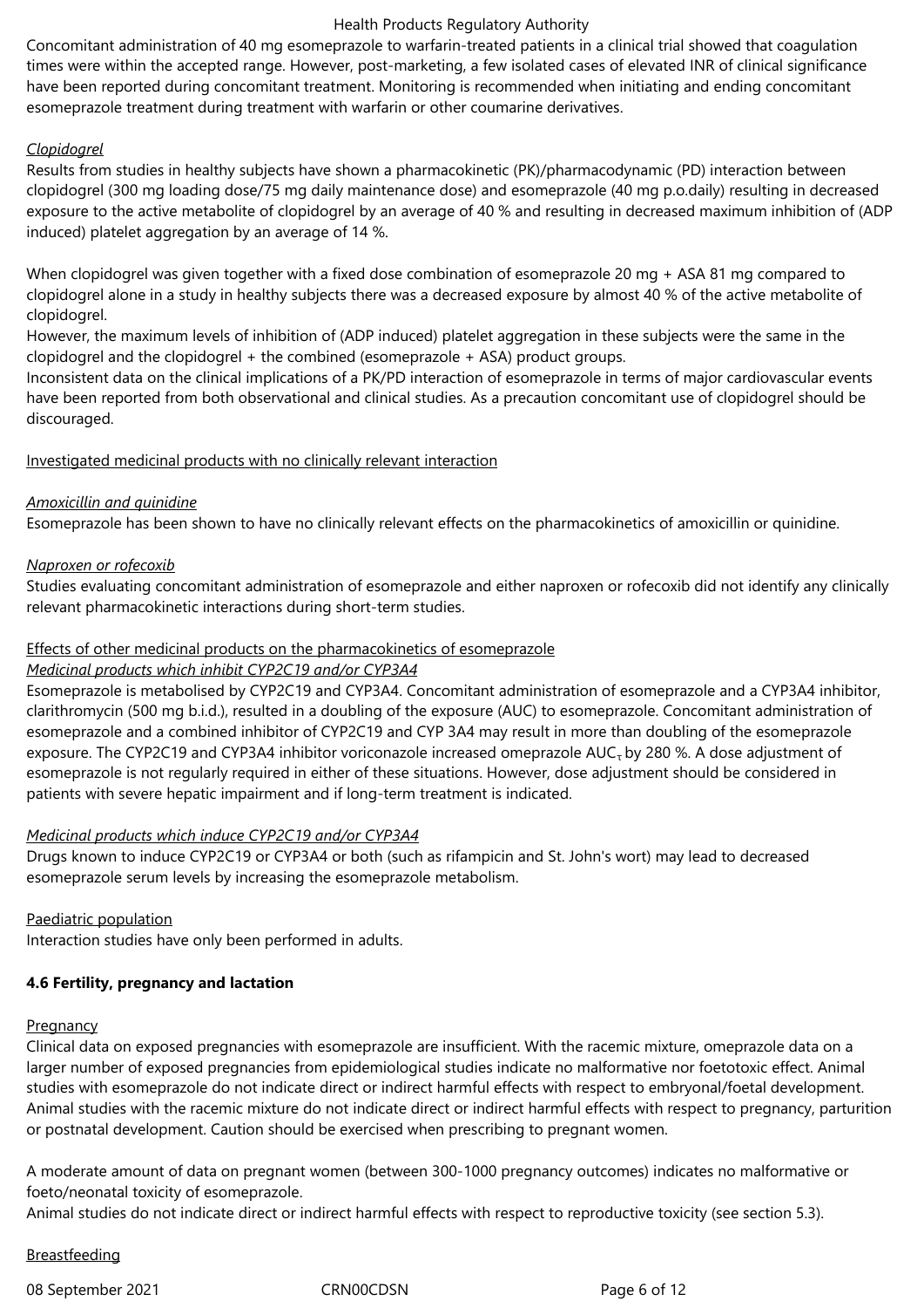Concomitant administration of 40 mg esomeprazole to warfarin-treated patients in a clinical trial showed that coagulation times were within the accepted range. However, post-marketing, a few isolated cases of elevated INR of clinical significance have been reported during concomitant treatment. Monitoring is recommended when initiating and ending concomitant esomeprazole treatment during treatment with warfarin or other coumarine derivatives.

*Clopidogrel*

Results from studies in healthy subjects have shown a pharmacokinetic (PK)/pharmacodynamic (PD) interaction between clopidogrel (300 mg loading dose/75 mg daily maintenance dose) and esomeprazole (40 mg p.o.daily) resulting in decreased exposure to the active metabolite of clopidogrel by an average of 40 % and resulting in decreased maximum inhibition of (ADP induced) platelet aggregation by an average of 14 %.

When clopidogrel was given together with a fixed dose combination of esomeprazole 20 mg + ASA 81 mg compared to clopidogrel alone in a study in healthy subjects there was a decreased exposure by almost 40 % of the active metabolite of clopidogrel.

However, the maximum levels of inhibition of (ADP induced) platelet aggregation in these subjects were the same in the clopidogrel and the clopidogrel + the combined (esomeprazole + ASA) product groups.

Inconsistent data on the clinical implications of a PK/PD interaction of esomeprazole in terms of major cardiovascular events have been reported from both observational and clinical studies. As a precaution concomitant use of clopidogrel should be discouraged.

Investigated medicinal products with no clinically relevant interaction

*Amoxicillin and quinidine*

Esomeprazole has been shown to have no clinically relevant effects on the pharmacokinetics of amoxicillin or quinidine.

*Naproxen or rofecoxib*

Studies evaluating concomitant administration of esomeprazole and either naproxen or rofecoxib did not identify any clinically relevant pharmacokinetic interactions during short-term studies.

Effects of other medicinal products on the pharmacokinetics of esomeprazole

*Medicinal products which inhibit CYP2C19 and/or CYP3A4*

Esomeprazole is metabolised by CYP2C19 and CYP3A4. Concomitant administration of esomeprazole and a CYP3A4 inhibitor, clarithromycin (500 mg b.i.d.), resulted in a doubling of the exposure (AUC) to esomeprazole. Concomitant administration of esomeprazole and a combined inhibitor of CYP2C19 and CYP 3A4 may result in more than doubling of the esomeprazole exposure. The CYP2C19 and CYP3A4 inhibitor voriconazole increased omeprazole $AUC_{\tau}$ by 280 %. A dose adjustment of esomeprazole is not regularly required in either of these situations. However, dose adjustment should be considered in patients with severe hepatic impairment and if long-term treatment is indicated.

*Medicinal products which induce CYP2C19 and/or CYP3A4*

Drugs known to induce CYP2C19 or CYP3A4 or both (such as rifampicin and St. John's wort) may lead to decreased esomeprazole serum levels by increasing the esomeprazole metabolism.

Paediatric population

Interaction studies have only been performed in adults.

**4.6 Fertility, pregnancy and lactation**

Pregnancy

Clinical data on exposed pregnancies with esomeprazole are insufficient. With the racemic mixture, omeprazole data on a larger number of exposed pregnancies from epidemiological studies indicate no malformative nor foetotoxic effect. Animal studies with esomeprazole do not indicate direct or indirect harmful effects with respect to embryonal/foetal development. Animal studies with the racemic mixture do not indicate direct or indirect harmful effects with respect to pregnancy, parturition or postnatal development. Caution should be exercised when prescribing to pregnant women.

A moderate amount of data on pregnant women (between 300-1000 pregnancy outcomes) indicates no malformative or foeto/neonatal toxicity of esomeprazole.

Animal studies do not indicate direct or indirect harmful effects with respect to reproductive toxicity (see section 5.3).

Breastfeeding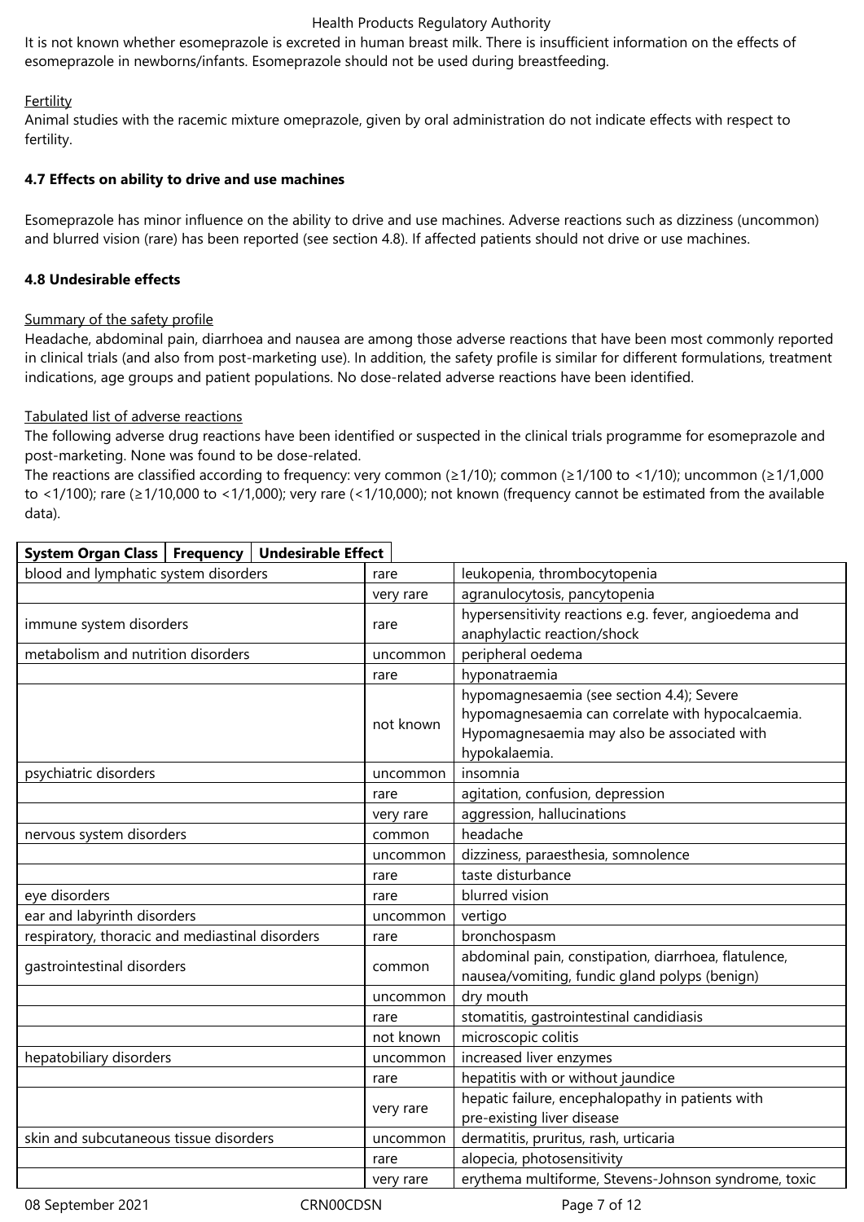It is not known whether esomeprazole is excreted in human breast milk. There is insufficient information on the effects of esomeprazole in newborns/infants. Esomeprazole should not be used during breastfeeding.

Fertility

Animal studies with the racemic mixture omeprazole, given by oral administration do not indicate effects with respect to fertility.

### 4.7 Effects on ability to drive and use machines

Esomeprazole has minor influence on the ability to drive and use machines. Adverse reactions such as dizziness (uncommon) and blurred vision (rare) has been reported (see section 4.8). If affected patients should not drive or use machines.

### 4.8 Undesirable effects

Summary of the safety profile

Headache, abdominal pain, diarrhoea and nausea are among those adverse reactions that have been most commonly reported in clinical trials (and also from post-marketing use). In addition, the safety profile is similar for different formulations, treatment indications, age groups and patient populations. No dose-related adverse reactions have been identified.

Tabulated list of adverse reactions

The following adverse drug reactions have been identified or suspected in the clinical trials programme for esomeprazole and post-marketing. None was found to be dose-related.

The reactions are classified according to frequency: very common (≥1/10); common (≥1/100 to <1/10); uncommon (≥1/1,000 to <1/100); rare (≥1/10,000 to <1/1,000); very rare (<1/10,000); not known (frequency cannot be estimated from the available data).

| System Organ Class | Frequency | Undesirable Effect |
|---|---|---|
| blood and lymphatic system disorders | rare | leukopenia, thrombocytopenia |
| | very rare | agranulocytosis, pancytopenia |
| immune system disorders | rare | hypersensitivity reactions e.g. fever, angioedema and anaphylactic reaction/shock |
| metabolism and nutrition disorders | uncommon | peripheral oedema |
| | rare | hyponatraemia |
| | not known | hypomagnesaemia (see section 4.4); Severe hypomagnesaemia can correlate with hypocalcaemia. Hypomagnesaemia may also be associated with hypokalaemia. |
| psychiatric disorders | uncommon | insomnia |
| | rare | agitation, confusion, depression |
| | very rare | aggression, hallucinations |
| nervous system disorders | common | headache |
| | uncommon | dizziness, paraesthesia, somnolence |
| | rare | taste disturbance |
| eye disorders | rare | blurred vision |
| ear and labyrinth disorders | uncommon | vertigo |
| respiratory, thoracic and mediastinal disorders | rare | bronchospasm |
| gastrointestinal disorders | common | abdominal pain, constipation, diarrhoea, flatulence, nausea/vomiting, fundic gland polyps (benign) |
| | uncommon | dry mouth |
| | rare | stomatitis, gastrointestinal candidiasis |
| | not known | microscopic colitis |
| hepatobiliary disorders | uncommon | increased liver enzymes |
| | rare | hepatitis with or without jaundice |
| | very rare | hepatic failure, encephalopathy in patients with pre-existing liver disease |
| skin and subcutaneous tissue disorders | uncommon | dermatitis, pruritus, rash, urticaria |
| | rare | alopecia, photosensitivity |
| | very rare | erythema multiforme, Stevens-Johnson syndrome, toxic |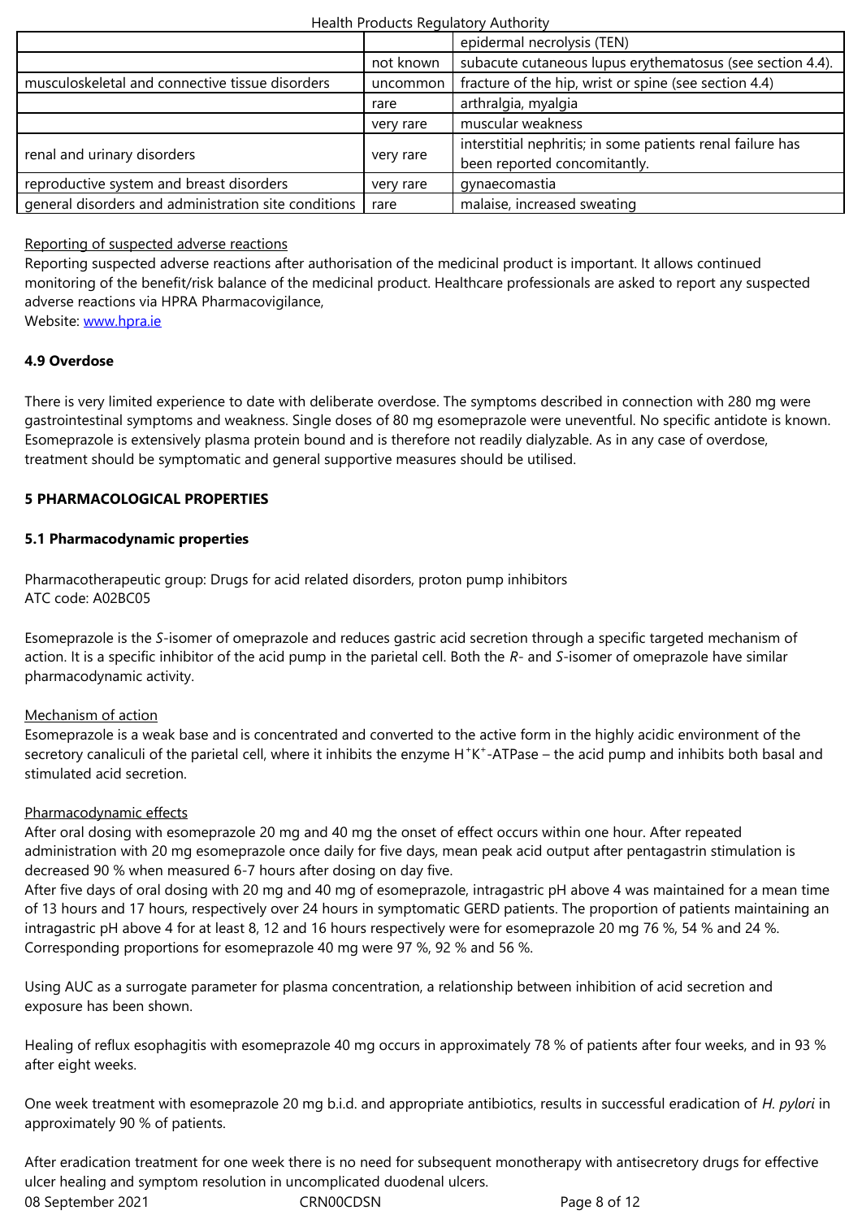| | | |
|---|---|---|
| | | epidermal necrolysis (TEN) |
| | not known | subacute cutaneous lupus erythematosus (see section 4.4). |
| musculoskeletal and connective tissue disorders | uncommon | fracture of the hip, wrist or spine (see section 4.4) |
| | rare | arthralgia, myalgia |
| | very rare | muscular weakness |
| renal and urinary disorders | very rare | interstitial nephritis; in some patients renal failure has been reported concomitantly. |
| reproductive system and breast disorders | very rare | gynaecomastia |
| general disorders and administration site conditions | rare | malaise, increased sweating |

Reporting of suspected adverse reactions

Reporting suspected adverse reactions after authorisation of the medicinal product is important. It allows continued monitoring of the benefit/risk balance of the medicinal product. Healthcare professionals are asked to report any suspected adverse reactions via HPRA Pharmacovigilance,
Website: www.hpra.ie

### 4.9 Overdose

There is very limited experience to date with deliberate overdose. The symptoms described in connection with 280 mg were gastrointestinal symptoms and weakness. Single doses of 80 mg esomeprazole were uneventful. No specific antidote is known. Esomeprazole is extensively plasma protein bound and is therefore not readily dialyzable. As in any case of overdose, treatment should be symptomatic and general supportive measures should be utilised.

## 5 PHARMACOLOGICAL PROPERTIES

### 5.1 Pharmacodynamic properties

Pharmacotherapeutic group: Drugs for acid related disorders, proton pump inhibitors
ATC code: A02BC05

Esomeprazole is the *S*-isomer of omeprazole and reduces gastric acid secretion through a specific targeted mechanism of action. It is a specific inhibitor of the acid pump in the parietal cell. Both the *R*- and *S*-isomer of omeprazole have similar pharmacodynamic activity.

Mechanism of action

Esomeprazole is a weak base and is concentrated and converted to the active form in the highly acidic environment of the secretory canaliculi of the parietal cell, where it inhibits the enzyme $H^+K^+$-ATPase – the acid pump and inhibits both basal and stimulated acid secretion.

Pharmacodynamic effects

After oral dosing with esomeprazole 20 mg and 40 mg the onset of effect occurs within one hour. After repeated administration with 20 mg esomeprazole once daily for five days, mean peak acid output after pentagastrin stimulation is decreased 90 % when measured 6-7 hours after dosing on day five.
After five days of oral dosing with 20 mg and 40 mg of esomeprazole, intragastric pH above 4 was maintained for a mean time of 13 hours and 17 hours, respectively over 24 hours in symptomatic GERD patients. The proportion of patients maintaining an intragastric pH above 4 for at least 8, 12 and 16 hours respectively were for esomeprazole 20 mg 76 %, 54 % and 24 %. Corresponding proportions for esomeprazole 40 mg were 97 %, 92 % and 56 %.

Using AUC as a surrogate parameter for plasma concentration, a relationship between inhibition of acid secretion and exposure has been shown.

Healing of reflux esophagitis with esomeprazole 40 mg occurs in approximately 78 % of patients after four weeks, and in 93 % after eight weeks.

One week treatment with esomeprazole 20 mg b.i.d. and appropriate antibiotics, results in successful eradication of *H. pylori* in approximately 90 % of patients.

After eradication treatment for one week there is no need for subsequent monotherapy with antisecretory drugs for effective ulcer healing and symptom resolution in uncomplicated duodenal ulcers.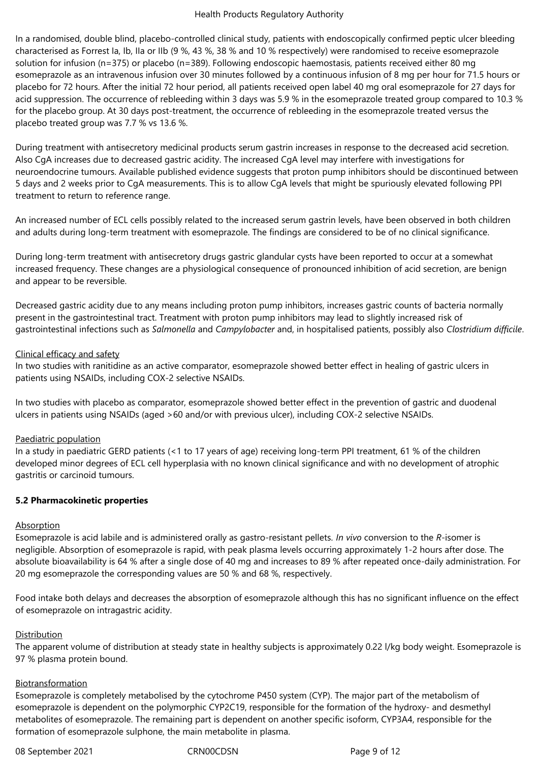In a randomised, double blind, placebo-controlled clinical study, patients with endoscopically confirmed peptic ulcer bleeding characterised as Forrest Ia, Ib, IIa or IIb (9 %, 43 %, 38 % and 10 % respectively) were randomised to receive esomeprazole solution for infusion (n=375) or placebo (n=389). Following endoscopic haemostasis, patients received either 80 mg esomeprazole as an intravenous infusion over 30 minutes followed by a continuous infusion of 8 mg per hour for 71.5 hours or placebo for 72 hours. After the initial 72 hour period, all patients received open label 40 mg oral esomeprazole for 27 days for acid suppression. The occurrence of rebleeding within 3 days was 5.9 % in the esomeprazole treated group compared to 10.3 % for the placebo group. At 30 days post-treatment, the occurrence of rebleeding in the esomeprazole treated versus the placebo treated group was 7.7 % vs 13.6 %.

During treatment with antisecretory medicinal products serum gastrin increases in response to the decreased acid secretion. Also CgA increases due to decreased gastric acidity. The increased CgA level may interfere with investigations for neuroendocrine tumours. Available published evidence suggests that proton pump inhibitors should be discontinued between 5 days and 2 weeks prior to CgA measurements. This is to allow CgA levels that might be spuriously elevated following PPI treatment to return to reference range.

An increased number of ECL cells possibly related to the increased serum gastrin levels, have been observed in both children and adults during long-term treatment with esomeprazole. The findings are considered to be of no clinical significance.

During long-term treatment with antisecretory drugs gastric glandular cysts have been reported to occur at a somewhat increased frequency. These changes are a physiological consequence of pronounced inhibition of acid secretion, are benign and appear to be reversible.

Decreased gastric acidity due to any means including proton pump inhibitors, increases gastric counts of bacteria normally present in the gastrointestinal tract. Treatment with proton pump inhibitors may lead to slightly increased risk of gastrointestinal infections such as *Salmonella* and *Campylobacter* and, in hospitalised patients, possibly also *Clostridium difficile*.

Clinical efficacy and safety

In two studies with ranitidine as an active comparator, esomeprazole showed better effect in healing of gastric ulcers in patients using NSAIDs, including COX-2 selective NSAIDs.

In two studies with placebo as comparator, esomeprazole showed better effect in the prevention of gastric and duodenal ulcers in patients using NSAIDs (aged >60 and/or with previous ulcer), including COX-2 selective NSAIDs.

Paediatric population

In a study in paediatric GERD patients (<1 to 17 years of age) receiving long-term PPI treatment, 61 % of the children developed minor degrees of ECL cell hyperplasia with no known clinical significance and with no development of atrophic gastritis or carcinoid tumours.

**5.2 Pharmacokinetic properties**

Absorption

Esomeprazole is acid labile and is administered orally as gastro-resistant pellets. *In vivo* conversion to the *R*-isomer is negligible. Absorption of esomeprazole is rapid, with peak plasma levels occurring approximately 1-2 hours after dose. The absolute bioavailability is 64 % after a single dose of 40 mg and increases to 89 % after repeated once-daily administration. For 20 mg esomeprazole the corresponding values are 50 % and 68 %, respectively.

Food intake both delays and decreases the absorption of esomeprazole although this has no significant influence on the effect of esomeprazole on intragastric acidity.

Distribution

The apparent volume of distribution at steady state in healthy subjects is approximately 0.22 l/kg body weight. Esomeprazole is 97 % plasma protein bound.

Biotransformation

Esomeprazole is completely metabolised by the cytochrome P450 system (CYP). The major part of the metabolism of esomeprazole is dependent on the polymorphic CYP2C19, responsible for the formation of the hydroxy- and desmethyl metabolites of esomeprazole. The remaining part is dependent on another specific isoform, CYP3A4, responsible for the formation of esomeprazole sulphone, the main metabolite in plasma.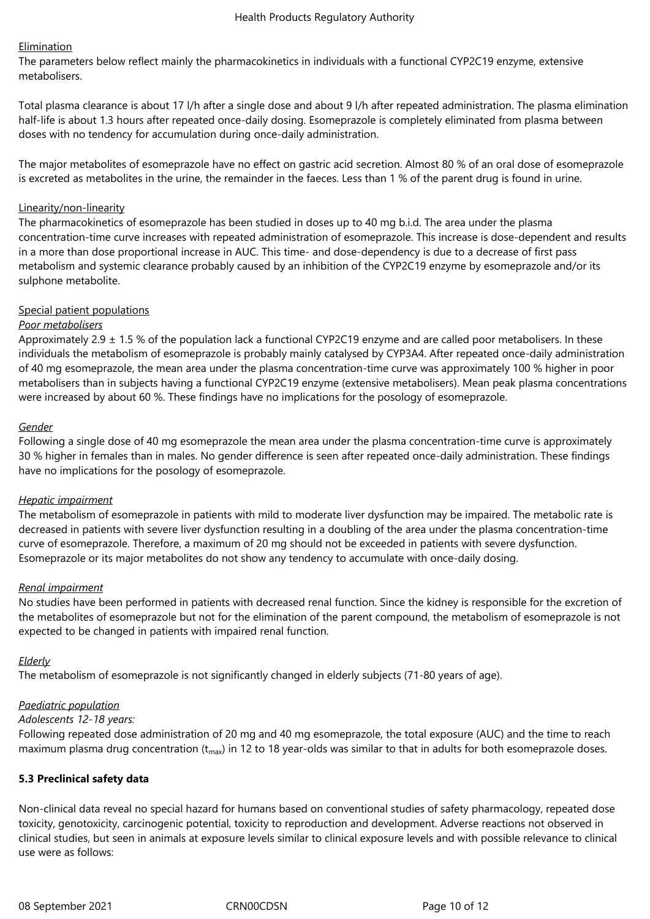Elimination

The parameters below reflect mainly the pharmacokinetics in individuals with a functional CYP2C19 enzyme, extensive metabolisers.

Total plasma clearance is about 17 l/h after a single dose and about 9 l/h after repeated administration. The plasma elimination half-life is about 1.3 hours after repeated once-daily dosing. Esomeprazole is completely eliminated from plasma between doses with no tendency for accumulation during once-daily administration.

The major metabolites of esomeprazole have no effect on gastric acid secretion. Almost 80 % of an oral dose of esomeprazole is excreted as metabolites in the urine, the remainder in the faeces. Less than 1 % of the parent drug is found in urine.

Linearity/non-linearity

The pharmacokinetics of esomeprazole has been studied in doses up to 40 mg b.i.d. The area under the plasma concentration-time curve increases with repeated administration of esomeprazole. This increase is dose-dependent and results in a more than dose proportional increase in AUC. This time- and dose-dependency is due to a decrease of first pass metabolism and systemic clearance probably caused by an inhibition of the CYP2C19 enzyme by esomeprazole and/or its sulphone metabolite.

Special patient populations

*Poor metabolisers*

Approximately 2.9 ± 1.5 % of the population lack a functional CYP2C19 enzyme and are called poor metabolisers. In these individuals the metabolism of esomeprazole is probably mainly catalysed by CYP3A4. After repeated once-daily administration of 40 mg esomeprazole, the mean area under the plasma concentration-time curve was approximately 100 % higher in poor metabolisers than in subjects having a functional CYP2C19 enzyme (extensive metabolisers). Mean peak plasma concentrations were increased by about 60 %. These findings have no implications for the posology of esomeprazole.

*Gender*

Following a single dose of 40 mg esomeprazole the mean area under the plasma concentration-time curve is approximately 30 % higher in females than in males. No gender difference is seen after repeated once-daily administration. These findings have no implications for the posology of esomeprazole.

*Hepatic impairment*

The metabolism of esomeprazole in patients with mild to moderate liver dysfunction may be impaired. The metabolic rate is decreased in patients with severe liver dysfunction resulting in a doubling of the area under the plasma concentration-time curve of esomeprazole. Therefore, a maximum of 20 mg should not be exceeded in patients with severe dysfunction. Esomeprazole or its major metabolites do not show any tendency to accumulate with once-daily dosing.

*Renal impairment*

No studies have been performed in patients with decreased renal function. Since the kidney is responsible for the excretion of the metabolites of esomeprazole but not for the elimination of the parent compound, the metabolism of esomeprazole is not expected to be changed in patients with impaired renal function.

*Elderly*

The metabolism of esomeprazole is not significantly changed in elderly subjects (71-80 years of age).

*Paediatric population*

*Adolescents 12-18 years:*

Following repeated dose administration of 20 mg and 40 mg esomeprazole, the total exposure (AUC) and the time to reach maximum plasma drug concentration ($t_{max}$) in 12 to 18 year-olds was similar to that in adults for both esomeprazole doses.

**5.3 Preclinical safety data**

Non-clinical data reveal no special hazard for humans based on conventional studies of safety pharmacology, repeated dose toxicity, genotoxicity, carcinogenic potential, toxicity to reproduction and development. Adverse reactions not observed in clinical studies, but seen in animals at exposure levels similar to clinical exposure levels and with possible relevance to clinical use were as follows: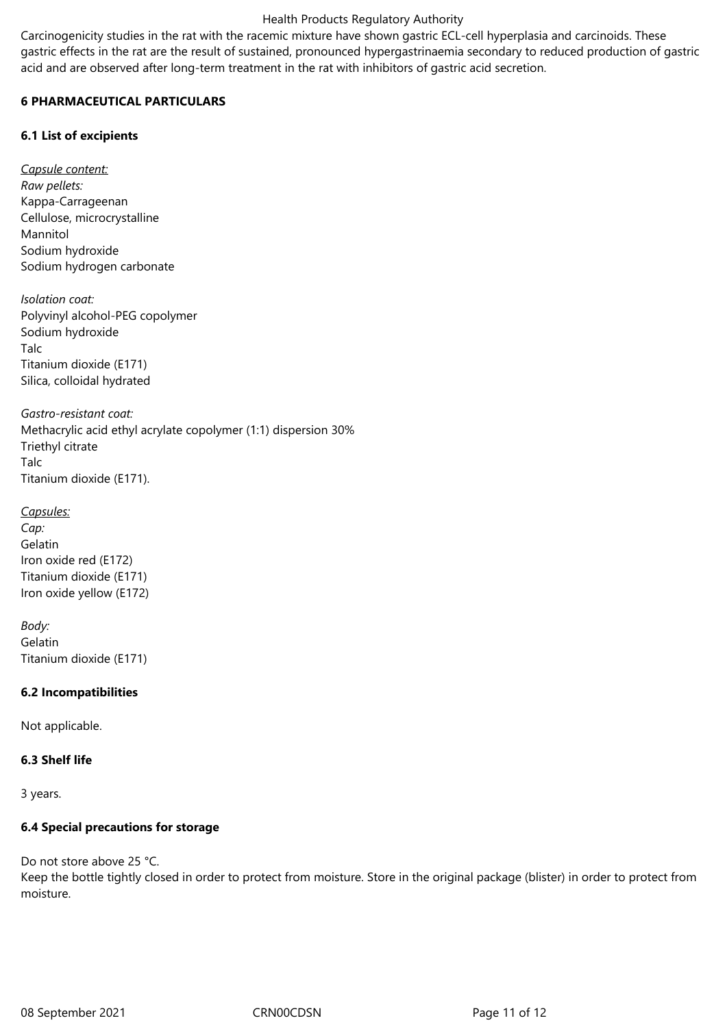Carcinogenicity studies in the rat with the racemic mixture have shown gastric ECL-cell hyperplasia and carcinoids. These gastric effects in the rat are the result of sustained, pronounced hypergastrinaemia secondary to reduced production of gastric acid and are observed after long-term treatment in the rat with inhibitors of gastric acid secretion.

## 6 PHARMACEUTICAL PARTICULARS

### 6.1 List of excipients

*Capsule content:*
*Raw pellets:*
Kappa-Carrageenan
Cellulose, microcrystalline
Mannitol
Sodium hydroxide
Sodium hydrogen carbonate

*Isolation coat:*
Polyvinyl alcohol-PEG copolymer
Sodium hydroxide
Talc
Titanium dioxide (E171)
Silica, colloidal hydrated

*Gastro-resistant coat:*
Methacrylic acid ethyl acrylate copolymer (1:1) dispersion 30%
Triethyl citrate
Talc
Titanium dioxide (E171).

*Capsules:*
*Cap:*
Gelatin
Iron oxide red (E172)
Titanium dioxide (E171)
Iron oxide yellow (E172)

*Body:*
Gelatin
Titanium dioxide (E171)

### 6.2 Incompatibilities

Not applicable.

### 6.3 Shelf life

3 years.

### 6.4 Special precautions for storage

Do not store above 25 °C.
Keep the bottle tightly closed in order to protect from moisture. Store in the original package (blister) in order to protect from moisture.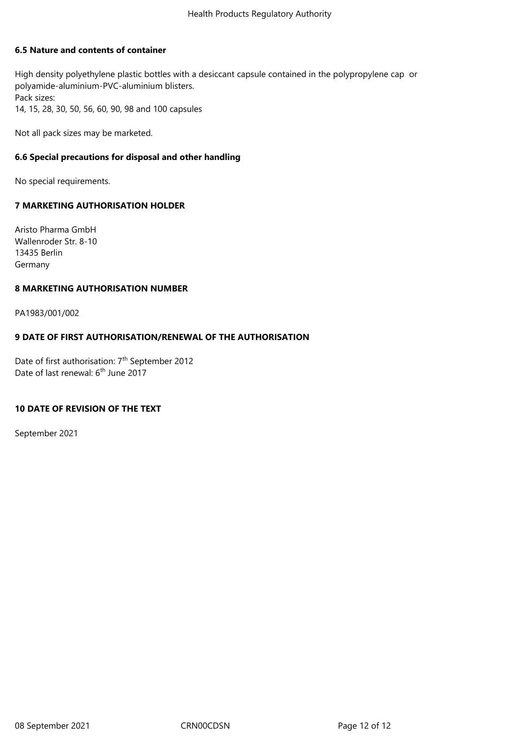### 6.5 Nature and contents of container

High density polyethylene plastic bottles with a desiccant capsule contained in the polypropylene cap or polyamide-aluminium-PVC-aluminium blisters.
Pack sizes:
14, 15, 28, 30, 50, 56, 60, 90, 98 and 100 capsules

Not all pack sizes may be marketed.

### 6.6 Special precautions for disposal and other handling

No special requirements.

## 7 MARKETING AUTHORISATION HOLDER

Aristo Pharma GmbH
Wallenroder Str. 8-10
13435 Berlin
Germany

## 8 MARKETING AUTHORISATION NUMBER

PA1983/001/002

## 9 DATE OF FIRST AUTHORISATION/RENEWAL OF THE AUTHORISATION

Date of first authorisation: 7th September 2012
Date of last renewal: 6th June 2017

## 10 DATE OF REVISION OF THE TEXT

September 2021